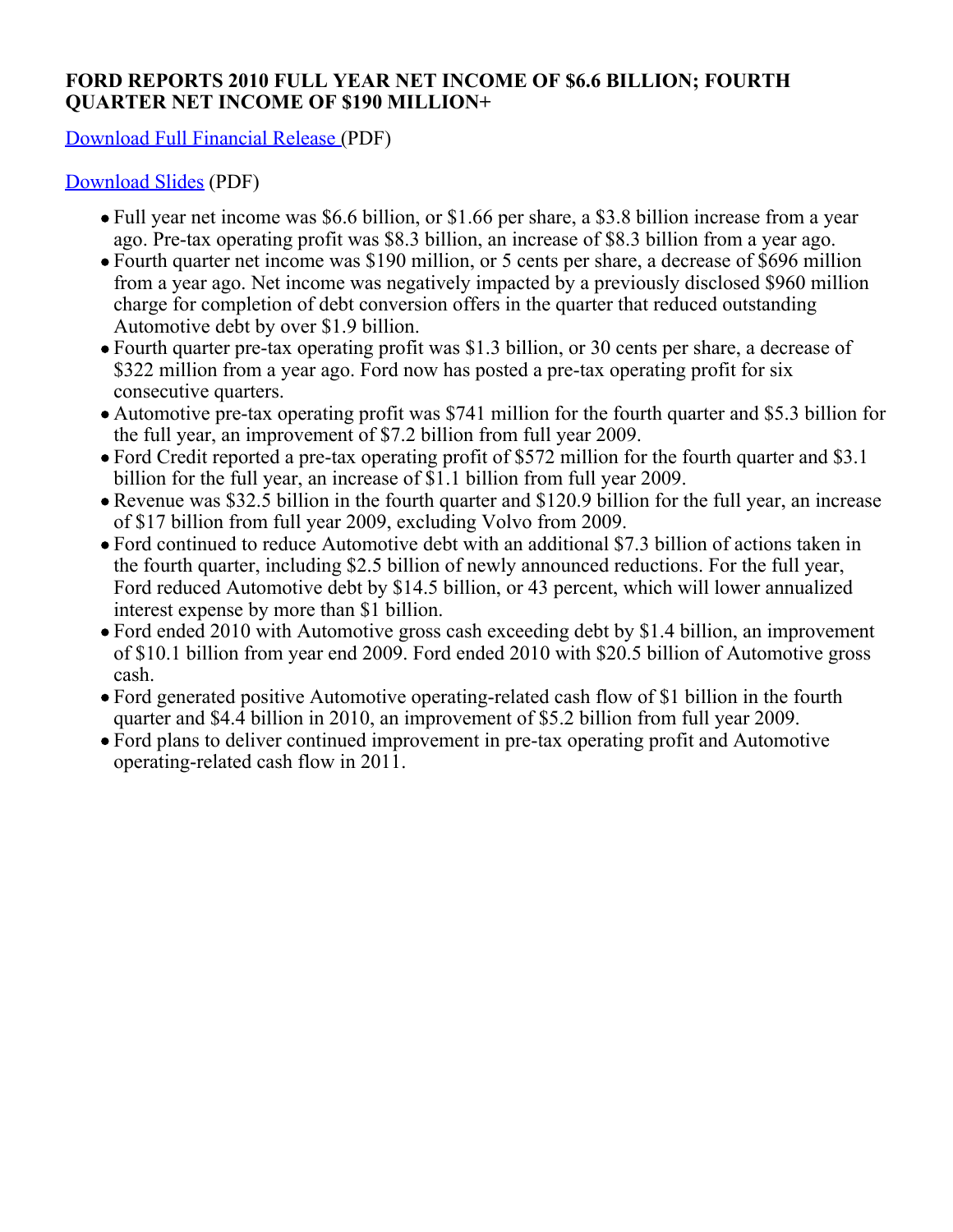# FORD REPORTS 2010 FULL YEAR NET INCOME OF $6.6 BILLION; FOURTH QUARTER NET INCOME OF $190 MILLION+

Download Full Financial Release (PDF)

Download Slides (PDF)

- Full year net income was $6.6 billion, or $1.66 per share, a $3.8 billion increase from a year ago. Pre-tax operating profit was $8.3 billion, an increase of $8.3 billion from a year ago.
- Fourth quarter net income was $190 million, or 5 cents per share, a decrease of $696 million from a year ago. Net income was negatively impacted by a previously disclosed $960 million charge for completion of debt conversion offers in the quarter that reduced outstanding Automotive debt by over $1.9 billion.
- Fourth quarter pre-tax operating profit was $1.3 billion, or 30 cents per share, a decrease of $322 million from a year ago. Ford now has posted a pre-tax operating profit for six consecutive quarters.
- Automotive pre-tax operating profit was $741 million for the fourth quarter and $5.3 billion for the full year, an improvement of $7.2 billion from full year 2009.
- Ford Credit reported a pre-tax operating profit of $572 million for the fourth quarter and $3.1 billion for the full year, an increase of $1.1 billion from full year 2009.
- Revenue was $32.5 billion in the fourth quarter and $120.9 billion for the full year, an increase of $17 billion from full year 2009, excluding Volvo from 2009.
- Ford continued to reduce Automotive debt with an additional $7.3 billion of actions taken in the fourth quarter, including $2.5 billion of newly announced reductions. For the full year, Ford reduced Automotive debt by $14.5 billion, or 43 percent, which will lower annualized interest expense by more than $1 billion.
- Ford ended 2010 with Automotive gross cash exceeding debt by $1.4 billion, an improvement of $10.1 billion from year end 2009. Ford ended 2010 with $20.5 billion of Automotive gross cash.
- Ford generated positive Automotive operating-related cash flow of $1 billion in the fourth quarter and $4.4 billion in 2010, an improvement of $5.2 billion from full year 2009.
- Ford plans to deliver continued improvement in pre-tax operating profit and Automotive operating-related cash flow in 2011.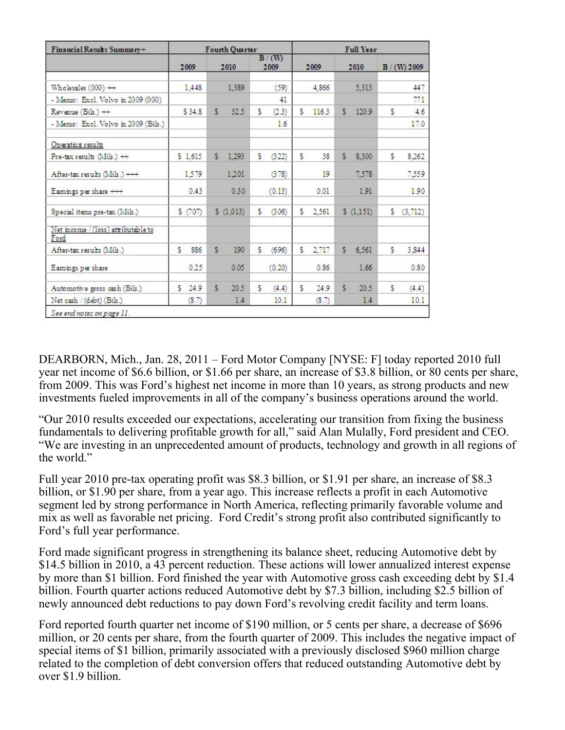| Financial Results Summary+ | Fourth Quarter | | | Full Year | | |
|---|---|---|---|---|---|---|
| | 2009 | 2010 | B / (W) 2009 | 2009 | 2010 | B / (W) 2009 |
| Wholesales (000) ++ | 1,448 | 1,389 | (59) | 4,866 | 5,313 | 447 |
| - Memo: Excl. Volvo in 2009 (000) | | | 41 | | | 771 |
| Revenue (Bils.) ++ | $ 34.8 | $ 32.5 | $ (2.3) | $ 116.3 | $ 120.9 | $ 4.6 |
| - Memo: Excl. Volvo in 2009 (Bils.) | | | 1.6 | | | 17.0 |
| Operating results | | | | | | |
| Pre-tax results (Mils.) ++ | $ 1,615 | $ 1,293 | $ (322) | $ 38 | $ 8,300 | $ 8,262 |
| After-tax results (Mils.) +++ | 1,579 | 1,201 | (378) | 19 | 7,578 | 7,559 |
| Earnings per share +++ | 0.43 | 0.30 | (0.13) | 0.01 | 1.91 | 1.90 |
| Special items pre-tax (Mils.) | $ (707) | $ (1,013) | $ (306) | $ 2,561 | $ (1,151) | $ (3,712) |
| Net income / (loss) attributable to Ford | | | | | | |
| After-tax results (Mils.) | $ 886 | $ 190 | $ (696) | $ 2,717 | $ 6,561 | $ 3,844 |
| Earnings per share | 0.25 | 0.05 | (0.20) | 0.86 | 1.66 | 0.80 |
| Automotive gross cash (Bils.) | $ 24.9 | $ 20.5 | $ (4.4) | $ 24.9 | $ 20.5 | $ (4.4) |
| Net cash / (debt) (Bils.) | (8.7) | 1.4 | 10.1 | (8.7) | 1.4 | 10.1 |

*See end notes on page 11.*

DEARBORN, Mich., Jan. 28, 2011 – Ford Motor Company [NYSE: F] today reported 2010 full year net income of $6.6 billion, or $1.66 per share, an increase of $3.8 billion, or 80 cents per share, from 2009. This was Ford's highest net income in more than 10 years, as strong products and new investments fueled improvements in all of the company's business operations around the world.

"Our 2010 results exceeded our expectations, accelerating our transition from fixing the business fundamentals to delivering profitable growth for all," said Alan Mulally, Ford president and CEO. "We are investing in an unprecedented amount of products, technology and growth in all regions of the world."

Full year 2010 pre-tax operating profit was $8.3 billion, or $1.91 per share, an increase of $8.3 billion, or $1.90 per share, from a year ago. This increase reflects a profit in each Automotive segment led by strong performance in North America, reflecting primarily favorable volume and mix as well as favorable net pricing. Ford Credit's strong profit also contributed significantly to Ford's full year performance.

Ford made significant progress in strengthening its balance sheet, reducing Automotive debt by $14.5 billion in 2010, a 43 percent reduction. These actions will lower annualized interest expense by more than $1 billion. Ford finished the year with Automotive gross cash exceeding debt by $1.4 billion. Fourth quarter actions reduced Automotive debt by $7.3 billion, including $2.5 billion of newly announced debt reductions to pay down Ford's revolving credit facility and term loans.

Ford reported fourth quarter net income of $190 million, or 5 cents per share, a decrease of $696 million, or 20 cents per share, from the fourth quarter of 2009. This includes the negative impact of special items of $1 billion, primarily associated with a previously disclosed $960 million charge related to the completion of debt conversion offers that reduced outstanding Automotive debt by over $1.9 billion.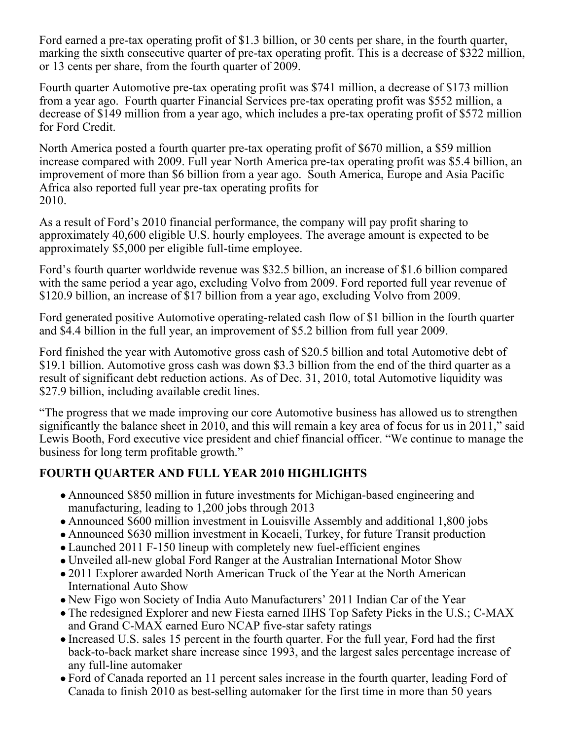Ford earned a pre-tax operating profit of $1.3 billion, or 30 cents per share, in the fourth quarter, marking the sixth consecutive quarter of pre-tax operating profit. This is a decrease of $322 million, or 13 cents per share, from the fourth quarter of 2009.

Fourth quarter Automotive pre-tax operating profit was $741 million, a decrease of $173 million from a year ago. Fourth quarter Financial Services pre-tax operating profit was $552 million, a decrease of $149 million from a year ago, which includes a pre-tax operating profit of $572 million for Ford Credit.

North America posted a fourth quarter pre-tax operating profit of $670 million, a $59 million increase compared with 2009. Full year North America pre-tax operating profit was $5.4 billion, an improvement of more than $6 billion from a year ago. South America, Europe and Asia Pacific Africa also reported full year pre-tax operating profits for 2010.

As a result of Ford's 2010 financial performance, the company will pay profit sharing to approximately 40,600 eligible U.S. hourly employees. The average amount is expected to be approximately $5,000 per eligible full-time employee.

Ford's fourth quarter worldwide revenue was $32.5 billion, an increase of $1.6 billion compared with the same period a year ago, excluding Volvo from 2009. Ford reported full year revenue of $120.9 billion, an increase of $17 billion from a year ago, excluding Volvo from 2009.

Ford generated positive Automotive operating-related cash flow of $1 billion in the fourth quarter and $4.4 billion in the full year, an improvement of $5.2 billion from full year 2009.

Ford finished the year with Automotive gross cash of $20.5 billion and total Automotive debt of $19.1 billion. Automotive gross cash was down $3.3 billion from the end of the third quarter as a result of significant debt reduction actions. As of Dec. 31, 2010, total Automotive liquidity was $27.9 billion, including available credit lines.

"The progress that we made improving our core Automotive business has allowed us to strengthen significantly the balance sheet in 2010, and this will remain a key area of focus for us in 2011," said Lewis Booth, Ford executive vice president and chief financial officer. "We continue to manage the business for long term profitable growth."

**FOURTH QUARTER AND FULL YEAR 2010 HIGHLIGHTS**

- Announced $850 million in future investments for Michigan-based engineering and manufacturing, leading to 1,200 jobs through 2013
- Announced $600 million investment in Louisville Assembly and additional 1,800 jobs
- Announced $630 million investment in Kocaeli, Turkey, for future Transit production
- Launched 2011 F-150 lineup with completely new fuel-efficient engines
- Unveiled all-new global Ford Ranger at the Australian International Motor Show
- 2011 Explorer awarded North American Truck of the Year at the North American International Auto Show
- New Figo won Society of India Auto Manufacturers' 2011 Indian Car of the Year
- The redesigned Explorer and new Fiesta earned IIHS Top Safety Picks in the U.S.; C-MAX and Grand C-MAX earned Euro NCAP five-star safety ratings
- Increased U.S. sales 15 percent in the fourth quarter. For the full year, Ford had the first back-to-back market share increase since 1993, and the largest sales percentage increase of any full-line automaker
- Ford of Canada reported an 11 percent sales increase in the fourth quarter, leading Ford of Canada to finish 2010 as best-selling automaker for the first time in more than 50 years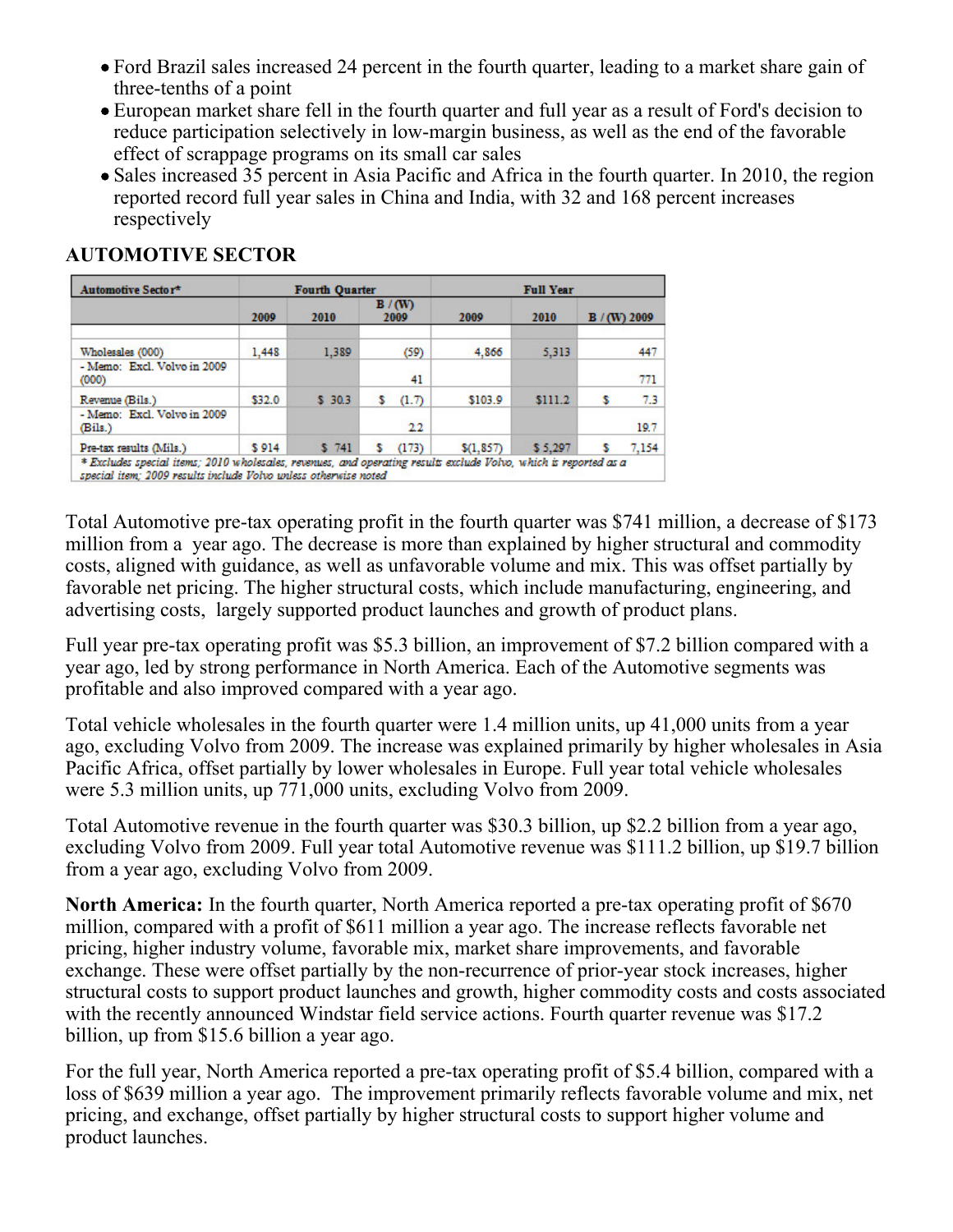- Ford Brazil sales increased 24 percent in the fourth quarter, leading to a market share gain of three-tenths of a point
- European market share fell in the fourth quarter and full year as a result of Ford's decision to reduce participation selectively in low-margin business, as well as the end of the favorable effect of scrappage programs on its small car sales
- Sales increased 35 percent in Asia Pacific and Africa in the fourth quarter. In 2010, the region reported record full year sales in China and India, with 32 and 168 percent increases respectively

## AUTOMOTIVE SECTOR

| Automotive Sector* | Fourth Quarter | | | Full Year | | |
|---|---|---|---|---|---|---|
| | 2009 | 2010 | B / (W) 2009 | 2009 | 2010 | B / (W) 2009 |
| Wholesales (000) | 1,448 | 1,389 | (59) | 4,866 | 5,313 | 447 |
| - Memo: Excl. Volvo in 2009 (000) | | | 41 | | | 771 |
| Revenue (Bils.) | $32.0 | $ 30.3 | $ (1.7) | $103.9 | $111.2 | $ 7.3 |
| - Memo: Excl. Volvo in 2009 (Bils.) | | | 2.2 | | | 19.7 |
| Pre-tax results (Mils.) | $ 914 | $ 741 | $ (173) | $(1,857) | $ 5,297 | $ 7,154 |

*\* Excludes special items; 2010 wholesales, revenues, and operating results exclude Volvo, which is reported as a special item; 2009 results include Volvo unless otherwise noted*

Total Automotive pre-tax operating profit in the fourth quarter was $741 million, a decrease of $173 million from a year ago. The decrease is more than explained by higher structural and commodity costs, aligned with guidance, as well as unfavorable volume and mix. This was offset partially by favorable net pricing. The higher structural costs, which include manufacturing, engineering, and advertising costs, largely supported product launches and growth of product plans.

Full year pre-tax operating profit was $5.3 billion, an improvement of $7.2 billion compared with a year ago, led by strong performance in North America. Each of the Automotive segments was profitable and also improved compared with a year ago.

Total vehicle wholesales in the fourth quarter were 1.4 million units, up 41,000 units from a year ago, excluding Volvo from 2009. The increase was explained primarily by higher wholesales in Asia Pacific Africa, offset partially by lower wholesales in Europe. Full year total vehicle wholesales were 5.3 million units, up 771,000 units, excluding Volvo from 2009.

Total Automotive revenue in the fourth quarter was $30.3 billion, up $2.2 billion from a year ago, excluding Volvo from 2009. Full year total Automotive revenue was $111.2 billion, up $19.7 billion from a year ago, excluding Volvo from 2009.

**North America:** In the fourth quarter, North America reported a pre-tax operating profit of $670 million, compared with a profit of $611 million a year ago. The increase reflects favorable net pricing, higher industry volume, favorable mix, market share improvements, and favorable exchange. These were offset partially by the non-recurrence of prior-year stock increases, higher structural costs to support product launches and growth, higher commodity costs and costs associated with the recently announced Windstar field service actions. Fourth quarter revenue was $17.2 billion, up from $15.6 billion a year ago.

For the full year, North America reported a pre-tax operating profit of $5.4 billion, compared with a loss of $639 million a year ago. The improvement primarily reflects favorable volume and mix, net pricing, and exchange, offset partially by higher structural costs to support higher volume and product launches.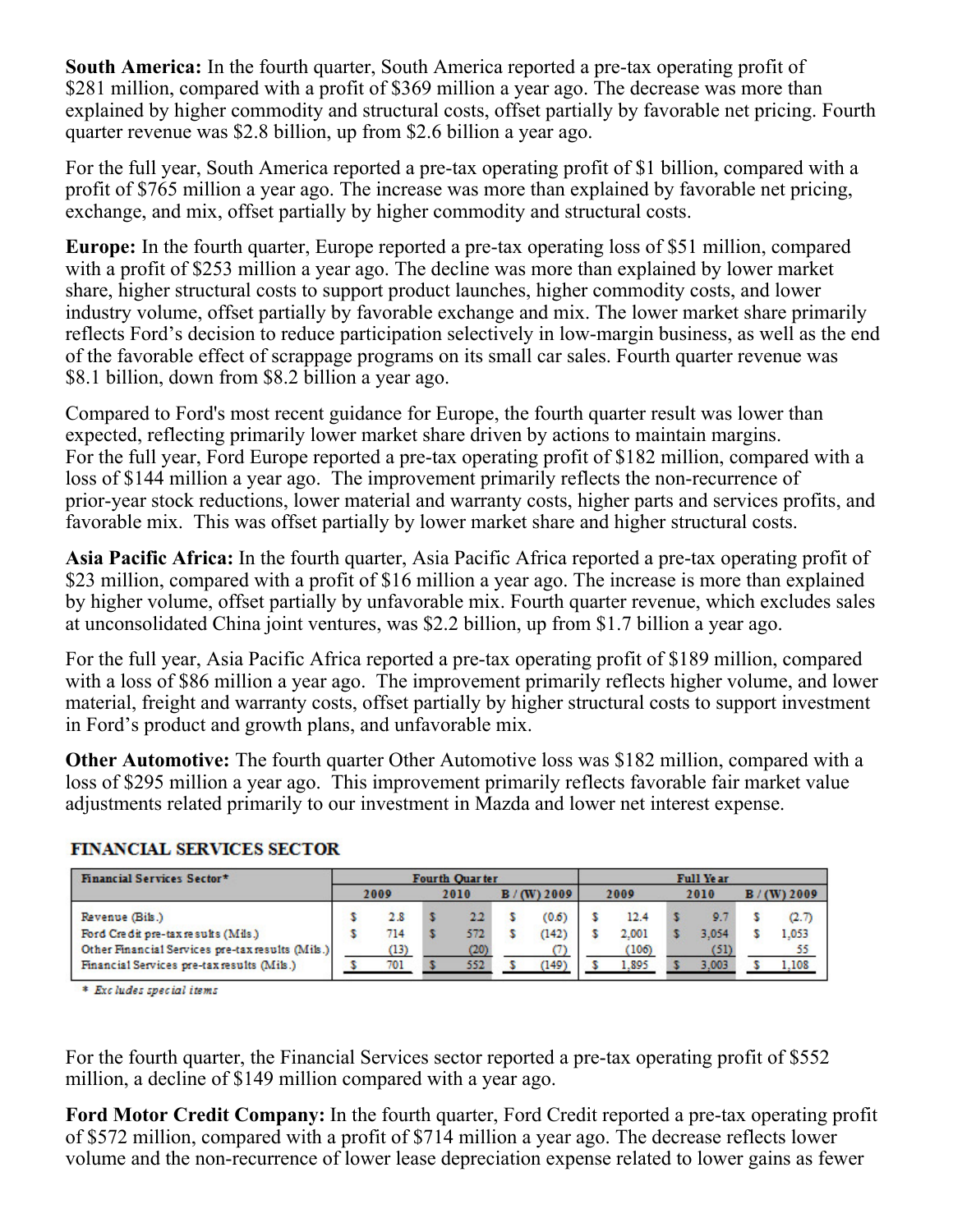**South America:** In the fourth quarter, South America reported a pre-tax operating profit of $281 million, compared with a profit of $369 million a year ago. The decrease was more than explained by higher commodity and structural costs, offset partially by favorable net pricing. Fourth quarter revenue was $2.8 billion, up from $2.6 billion a year ago.

For the full year, South America reported a pre-tax operating profit of $1 billion, compared with a profit of $765 million a year ago. The increase was more than explained by favorable net pricing, exchange, and mix, offset partially by higher commodity and structural costs.

**Europe:** In the fourth quarter, Europe reported a pre-tax operating loss of $51 million, compared with a profit of $253 million a year ago. The decline was more than explained by lower market share, higher structural costs to support product launches, higher commodity costs, and lower industry volume, offset partially by favorable exchange and mix. The lower market share primarily reflects Ford's decision to reduce participation selectively in low-margin business, as well as the end of the favorable effect of scrappage programs on its small car sales. Fourth quarter revenue was $8.1 billion, down from $8.2 billion a year ago.

Compared to Ford's most recent guidance for Europe, the fourth quarter result was lower than expected, reflecting primarily lower market share driven by actions to maintain margins.
For the full year, Ford Europe reported a pre-tax operating profit of $182 million, compared with a loss of $144 million a year ago. The improvement primarily reflects the non-recurrence of prior-year stock reductions, lower material and warranty costs, higher parts and services profits, and favorable mix. This was offset partially by lower market share and higher structural costs.

**Asia Pacific Africa:** In the fourth quarter, Asia Pacific Africa reported a pre-tax operating profit of $23 million, compared with a profit of $16 million a year ago. The increase is more than explained by higher volume, offset partially by unfavorable mix. Fourth quarter revenue, which excludes sales at unconsolidated China joint ventures, was $2.2 billion, up from $1.7 billion a year ago.

For the full year, Asia Pacific Africa reported a pre-tax operating profit of $189 million, compared with a loss of $86 million a year ago. The improvement primarily reflects higher volume, and lower material, freight and warranty costs, offset partially by higher structural costs to support investment in Ford's product and growth plans, and unfavorable mix.

**Other Automotive:** The fourth quarter Other Automotive loss was $182 million, compared with a loss of $295 million a year ago. This improvement primarily reflects favorable fair market value adjustments related primarily to our investment in Mazda and lower net interest expense.

## FINANCIAL SERVICES SECTOR

| Financial Services Sector* | Fourth Quarter | | | Full Year | | |
|---|---|---|---|---|---|---|
| | 2009 | 2010 | B / (W) 2009 | 2009 | 2010 | B / (W) 2009 |
| Revenue (Bils.) | $ 2.8 | $ 2.2 | $ (0.6) | $ 12.4 | $ 9.7 | $ (2.7) |
| Ford Credit pre-tax results (Mils.) | $ 714 | $ 572 | $ (142) | $ 2,001 | $ 3,054 | $ 1,053 |
| Other Financial Services pre-tax results (Mils.) | (13) | (20) | (7) | (106) | (51) | 55 |
| Financial Services pre-tax results (Mils.) | $ 701 | $ 552 | $ (149) | $ 1,895 | $ 3,003 | $ 1,108 |

*\* Excludes special items*

For the fourth quarter, the Financial Services sector reported a pre-tax operating profit of $552 million, a decline of $149 million compared with a year ago.

**Ford Motor Credit Company:** In the fourth quarter, Ford Credit reported a pre-tax operating profit of $572 million, compared with a profit of $714 million a year ago. The decrease reflects lower volume and the non-recurrence of lower lease depreciation expense related to lower gains as fewer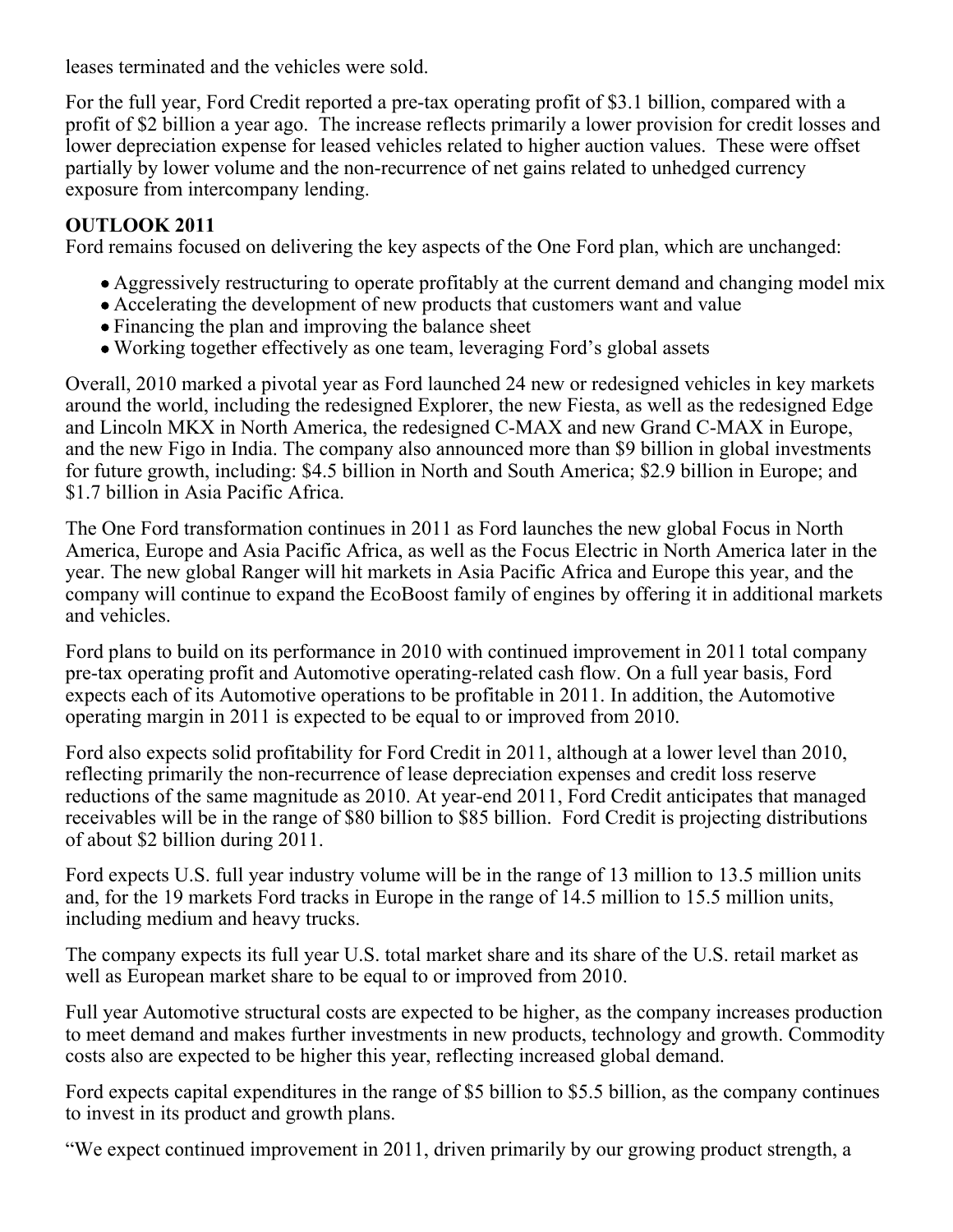leases terminated and the vehicles were sold.

For the full year, Ford Credit reported a pre-tax operating profit of $3.1 billion, compared with a profit of $2 billion a year ago. The increase reflects primarily a lower provision for credit losses and lower depreciation expense for leased vehicles related to higher auction values. These were offset partially by lower volume and the non-recurrence of net gains related to unhedged currency exposure from intercompany lending.

**OUTLOOK 2011**

Ford remains focused on delivering the key aspects of the One Ford plan, which are unchanged:

- Aggressively restructuring to operate profitably at the current demand and changing model mix
- Accelerating the development of new products that customers want and value
- Financing the plan and improving the balance sheet
- Working together effectively as one team, leveraging Ford's global assets

Overall, 2010 marked a pivotal year as Ford launched 24 new or redesigned vehicles in key markets around the world, including the redesigned Explorer, the new Fiesta, as well as the redesigned Edge and Lincoln MKX in North America, the redesigned C-MAX and new Grand C-MAX in Europe, and the new Figo in India. The company also announced more than $9 billion in global investments for future growth, including: $4.5 billion in North and South America; $2.9 billion in Europe; and $1.7 billion in Asia Pacific Africa.

The One Ford transformation continues in 2011 as Ford launches the new global Focus in North America, Europe and Asia Pacific Africa, as well as the Focus Electric in North America later in the year. The new global Ranger will hit markets in Asia Pacific Africa and Europe this year, and the company will continue to expand the EcoBoost family of engines by offering it in additional markets and vehicles.

Ford plans to build on its performance in 2010 with continued improvement in 2011 total company pre-tax operating profit and Automotive operating-related cash flow. On a full year basis, Ford expects each of its Automotive operations to be profitable in 2011. In addition, the Automotive operating margin in 2011 is expected to be equal to or improved from 2010.

Ford also expects solid profitability for Ford Credit in 2011, although at a lower level than 2010, reflecting primarily the non-recurrence of lease depreciation expenses and credit loss reserve reductions of the same magnitude as 2010. At year-end 2011, Ford Credit anticipates that managed receivables will be in the range of $80 billion to $85 billion. Ford Credit is projecting distributions of about $2 billion during 2011.

Ford expects U.S. full year industry volume will be in the range of 13 million to 13.5 million units and, for the 19 markets Ford tracks in Europe in the range of 14.5 million to 15.5 million units, including medium and heavy trucks.

The company expects its full year U.S. total market share and its share of the U.S. retail market as well as European market share to be equal to or improved from 2010.

Full year Automotive structural costs are expected to be higher, as the company increases production to meet demand and makes further investments in new products, technology and growth. Commodity costs also are expected to be higher this year, reflecting increased global demand.

Ford expects capital expenditures in the range of $5 billion to $5.5 billion, as the company continues to invest in its product and growth plans.

"We expect continued improvement in 2011, driven primarily by our growing product strength, a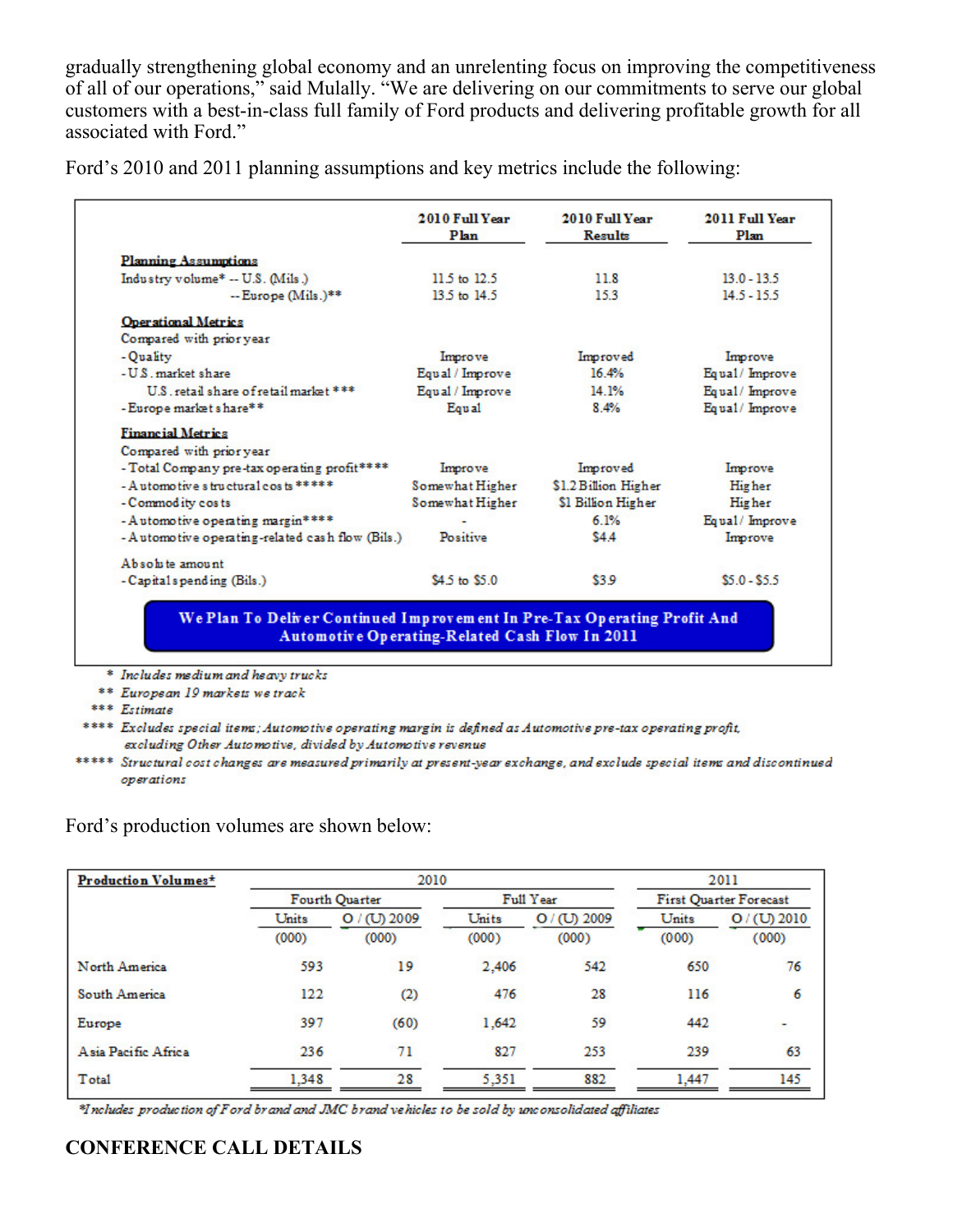gradually strengthening global economy and an unrelenting focus on improving the competitiveness of all of our operations," said Mulally. "We are delivering on our commitments to serve our global customers with a best-in-class full family of Ford products and delivering profitable growth for all associated with Ford."

Ford's 2010 and 2011 planning assumptions and key metrics include the following:

| | 2010 Full Year Plan | 2010 Full Year Results | 2011 Full Year Plan |
|---|---|---|---|
| **Planning Assumptions** | | | |
| Industry volume* -- U.S. (Mils.) | 11.5 to 12.5 | 11.8 | 13.0 - 13.5 |
| -- Europe (Mils.)** | 13.5 to 14.5 | 15.3 | 14.5 - 15.5 |
| **Operational Metrics** | | | |
| Compared with prior year | | | |
| - Quality | Improve | Improved | Improve |
| - U.S. market share | Equal / Improve | 16.4% | Equal / Improve |
| U.S. retail share of retail market *** | Equal / Improve | 14.1% | Equal / Improve |
| - Europe market share** | Equal | 8.4% | Equal / Improve |
| **Financial Metrics** | | | |
| Compared with prior year | | | |
| - Total Company pre-tax operating profit**** | Improve | Improved | Improve |
| - Automotive structural costs ***** | Somewhat Higher | $1.2 Billion Higher | Higher |
| - Commodity costs | Somewhat Higher | $1 Billion Higher | Higher |
| - Automotive operating margin**** | - | 6.1% | Equal / Improve |
| - Automotive operating-related cash flow (Bils.) | Positive | $4.4 | Improve |
| Absolute amount | | | |
| - Capital spending (Bils.) | $4.5 to $5.0 | $3.9 | $5.0 - $5.5 |

**We Plan To Deliver Continued Improvement In Pre-Tax Operating Profit And Automotive Operating-Related Cash Flow In 2011**

\* *Includes medium and heavy trucks*
\*\* *European 19 markets we track*
\*\*\* *Estimate*
\*\*\*\* *Excludes special items; Automotive operating margin is defined as Automotive pre-tax operating profit, excluding Other Automotive, divided by Automotive revenue*
\*\*\*\*\* *Structural cost changes are measured primarily at present-year exchange, and exclude special items and discontinued operations*

Ford's production volumes are shown below:

| **Production Volumes*** | 2010 | | | | 2011 | |
|---|---|---|---|---|---|---|
| | Fourth Quarter | | Full Year | | First Quarter Forecast | |
| | Units (000) | O / (U) 2009 (000) | Units (000) | O / (U) 2009 (000) | Units (000) | O / (U) 2010 (000) |
| North America | 593 | 19 | 2,406 | 542 | 650 | 76 |
| South America | 122 | (2) | 476 | 28 | 116 | 6 |
| Europe | 397 | (60) | 1,642 | 59 | 442 | - |
| Asia Pacific Africa | 236 | 71 | 827 | 253 | 239 | 63 |
| Total | 1,348 | 28 | 5,351 | 882 | 1,447 | 145 |

*\*Includes production of Ford brand and JMC brand vehicles to be sold by unconsolidated affiliates*

**CONFERENCE CALL DETAILS**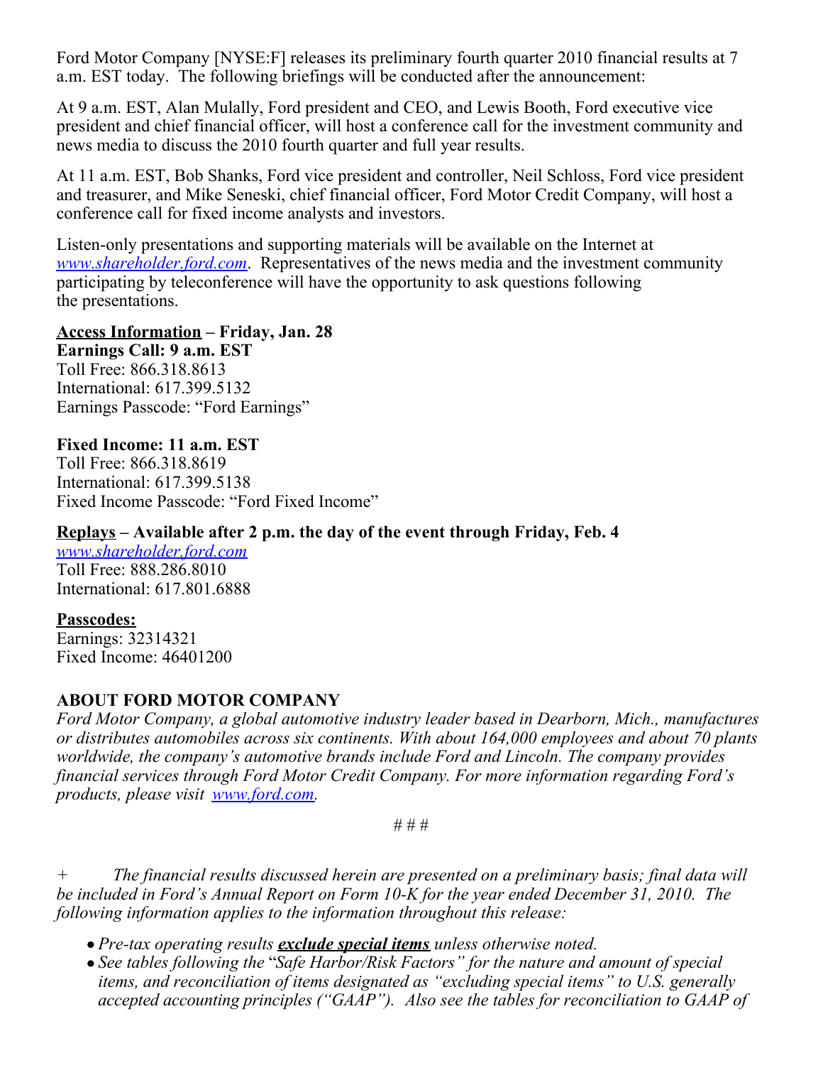Ford Motor Company [NYSE:F] releases its preliminary fourth quarter 2010 financial results at 7 a.m. EST today. The following briefings will be conducted after the announcement:

At 9 a.m. EST, Alan Mulally, Ford president and CEO, and Lewis Booth, Ford executive vice president and chief financial officer, will host a conference call for the investment community and news media to discuss the 2010 fourth quarter and full year results.

At 11 a.m. EST, Bob Shanks, Ford vice president and controller, Neil Schloss, Ford vice president and treasurer, and Mike Seneski, chief financial officer, Ford Motor Credit Company, will host a conference call for fixed income analysts and investors.

Listen-only presentations and supporting materials will be available on the Internet at [www.shareholder.ford.com](http://www.shareholder.ford.com). Representatives of the news media and the investment community participating by teleconference will have the opportunity to ask questions following the presentations.

**Access Information – Friday, Jan. 28**
**Earnings Call: 9 a.m. EST**
Toll Free: 866.318.8613
International: 617.399.5132
Earnings Passcode: "Ford Earnings"

**Fixed Income: 11 a.m. EST**
Toll Free: 866.318.8619
International: 617.399.5138
Fixed Income Passcode: "Ford Fixed Income"

**Replays – Available after 2 p.m. the day of the event through Friday, Feb. 4**
[www.shareholder.ford.com](http://www.shareholder.ford.com)
Toll Free: 888.286.8010
International: 617.801.6888

**Passcodes:**
Earnings: 32314321
Fixed Income: 46401200

**ABOUT FORD MOTOR COMPANY**
*Ford Motor Company, a global automotive industry leader based in Dearborn, Mich., manufactures or distributes automobiles across six continents. With about 164,000 employees and about 70 plants worldwide, the company's automotive brands include Ford and Lincoln. The company provides financial services through Ford Motor Credit Company. For more information regarding Ford's products, please visit [www.ford.com](http://www.ford.com).*

# # #

\+ *The financial results discussed herein are presented on a preliminary basis; final data will be included in Ford's Annual Report on Form 10-K for the year ended December 31, 2010. The following information applies to the information throughout this release:*

- *Pre-tax operating results **exclude special items** unless otherwise noted.*
- *See tables following the "Safe Harbor/Risk Factors" for the nature and amount of special items, and reconciliation of items designated as "excluding special items" to U.S. generally accepted accounting principles ("GAAP"). Also see the tables for reconciliation to GAAP of*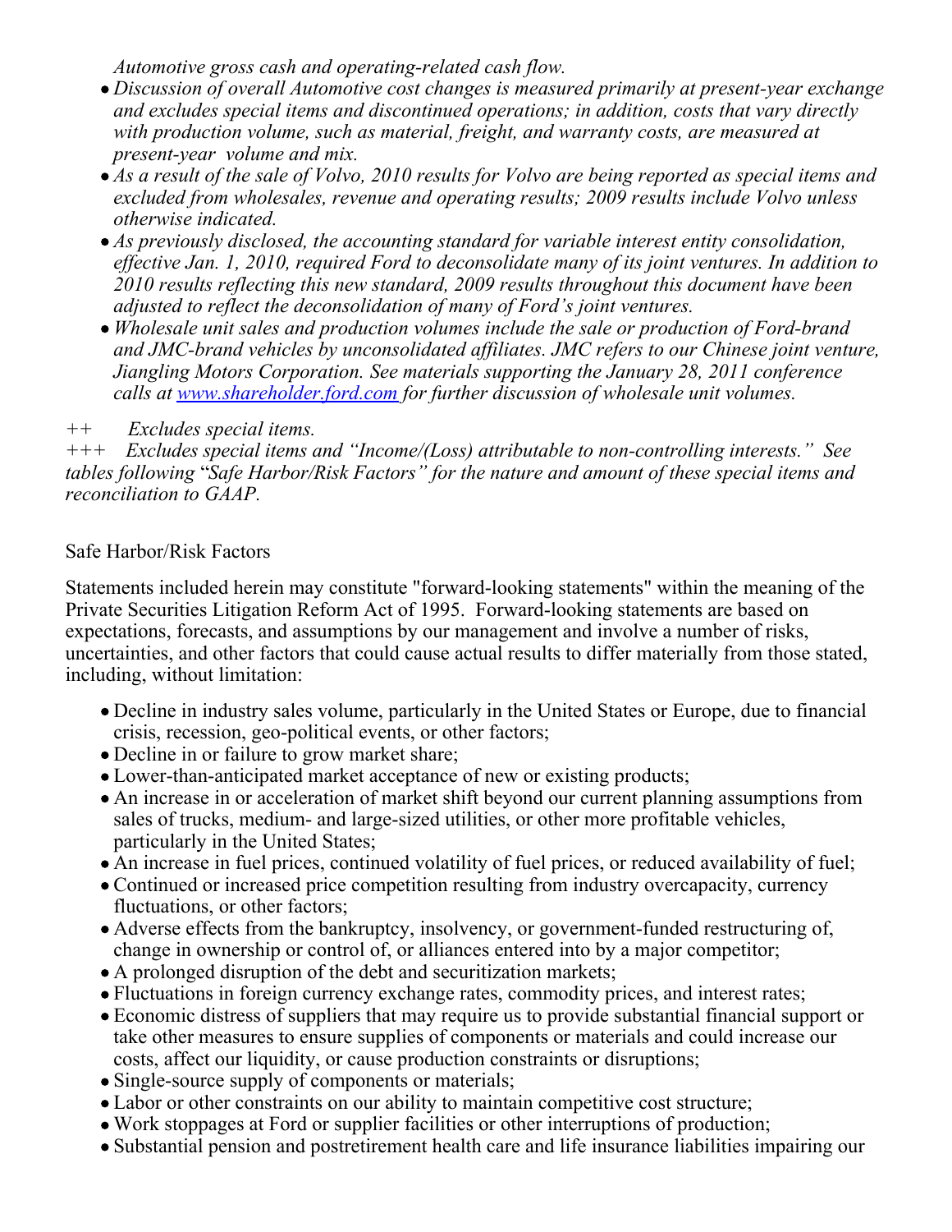*Automotive gross cash and operating-related cash flow.*

- *Discussion of overall Automotive cost changes is measured primarily at present-year exchange and excludes special items and discontinued operations; in addition, costs that vary directly with production volume, such as material, freight, and warranty costs, are measured at present-year volume and mix.*
- *As a result of the sale of Volvo, 2010 results for Volvo are being reported as special items and excluded from wholesales, revenue and operating results; 2009 results include Volvo unless otherwise indicated.*
- *As previously disclosed, the accounting standard for variable interest entity consolidation, effective Jan. 1, 2010, required Ford to deconsolidate many of its joint ventures. In addition to 2010 results reflecting this new standard, 2009 results throughout this document have been adjusted to reflect the deconsolidation of many of Ford's joint ventures.*
- *Wholesale unit sales and production volumes include the sale or production of Ford-brand and JMC-brand vehicles by unconsolidated affiliates. JMC refers to our Chinese joint venture, Jiangling Motors Corporation. See materials supporting the January 28, 2011 conference calls at [www.shareholder.ford.com](http://www.shareholder.ford.com) for further discussion of wholesale unit volumes.*

*++ Excludes special items.*
*+++ Excludes special items and "Income/(Loss) attributable to non-controlling interests." See tables following "Safe Harbor/Risk Factors" for the nature and amount of these special items and reconciliation to GAAP.*

Safe Harbor/Risk Factors

Statements included herein may constitute "forward-looking statements" within the meaning of the Private Securities Litigation Reform Act of 1995. Forward-looking statements are based on expectations, forecasts, and assumptions by our management and involve a number of risks, uncertainties, and other factors that could cause actual results to differ materially from those stated, including, without limitation:

- Decline in industry sales volume, particularly in the United States or Europe, due to financial crisis, recession, geo-political events, or other factors;
- Decline in or failure to grow market share;
- Lower-than-anticipated market acceptance of new or existing products;
- An increase in or acceleration of market shift beyond our current planning assumptions from sales of trucks, medium- and large-sized utilities, or other more profitable vehicles, particularly in the United States;
- An increase in fuel prices, continued volatility of fuel prices, or reduced availability of fuel;
- Continued or increased price competition resulting from industry overcapacity, currency fluctuations, or other factors;
- Adverse effects from the bankruptcy, insolvency, or government-funded restructuring of, change in ownership or control of, or alliances entered into by a major competitor;
- A prolonged disruption of the debt and securitization markets;
- Fluctuations in foreign currency exchange rates, commodity prices, and interest rates;
- Economic distress of suppliers that may require us to provide substantial financial support or take other measures to ensure supplies of components or materials and could increase our costs, affect our liquidity, or cause production constraints or disruptions;
- Single-source supply of components or materials;
- Labor or other constraints on our ability to maintain competitive cost structure;
- Work stoppages at Ford or supplier facilities or other interruptions of production;
- Substantial pension and postretirement health care and life insurance liabilities impairing our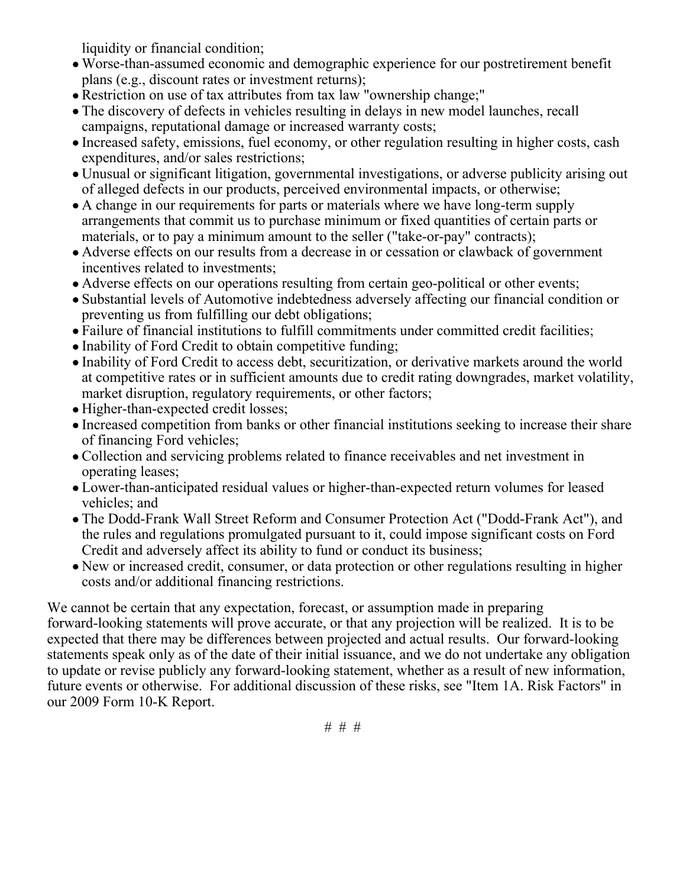liquidity or financial condition;

- Worse-than-assumed economic and demographic experience for our postretirement benefit plans (e.g., discount rates or investment returns);
- Restriction on use of tax attributes from tax law "ownership change;"
- The discovery of defects in vehicles resulting in delays in new model launches, recall campaigns, reputational damage or increased warranty costs;
- Increased safety, emissions, fuel economy, or other regulation resulting in higher costs, cash expenditures, and/or sales restrictions;
- Unusual or significant litigation, governmental investigations, or adverse publicity arising out of alleged defects in our products, perceived environmental impacts, or otherwise;
- A change in our requirements for parts or materials where we have long-term supply arrangements that commit us to purchase minimum or fixed quantities of certain parts or materials, or to pay a minimum amount to the seller ("take-or-pay" contracts);
- Adverse effects on our results from a decrease in or cessation or clawback of government incentives related to investments;
- Adverse effects on our operations resulting from certain geo-political or other events;
- Substantial levels of Automotive indebtedness adversely affecting our financial condition or preventing us from fulfilling our debt obligations;
- Failure of financial institutions to fulfill commitments under committed credit facilities;
- Inability of Ford Credit to obtain competitive funding;
- Inability of Ford Credit to access debt, securitization, or derivative markets around the world at competitive rates or in sufficient amounts due to credit rating downgrades, market volatility, market disruption, regulatory requirements, or other factors;
- Higher-than-expected credit losses;
- Increased competition from banks or other financial institutions seeking to increase their share of financing Ford vehicles;
- Collection and servicing problems related to finance receivables and net investment in operating leases;
- Lower-than-anticipated residual values or higher-than-expected return volumes for leased vehicles; and
- The Dodd-Frank Wall Street Reform and Consumer Protection Act ("Dodd-Frank Act"), and the rules and regulations promulgated pursuant to it, could impose significant costs on Ford Credit and adversely affect its ability to fund or conduct its business;
- New or increased credit, consumer, or data protection or other regulations resulting in higher costs and/or additional financing restrictions.

We cannot be certain that any expectation, forecast, or assumption made in preparing forward-looking statements will prove accurate, or that any projection will be realized. It is to be expected that there may be differences between projected and actual results. Our forward-looking statements speak only as of the date of their initial issuance, and we do not undertake any obligation to update or revise publicly any forward-looking statement, whether as a result of new information, future events or otherwise. For additional discussion of these risks, see "Item 1A. Risk Factors" in our 2009 Form 10-K Report.

# # #